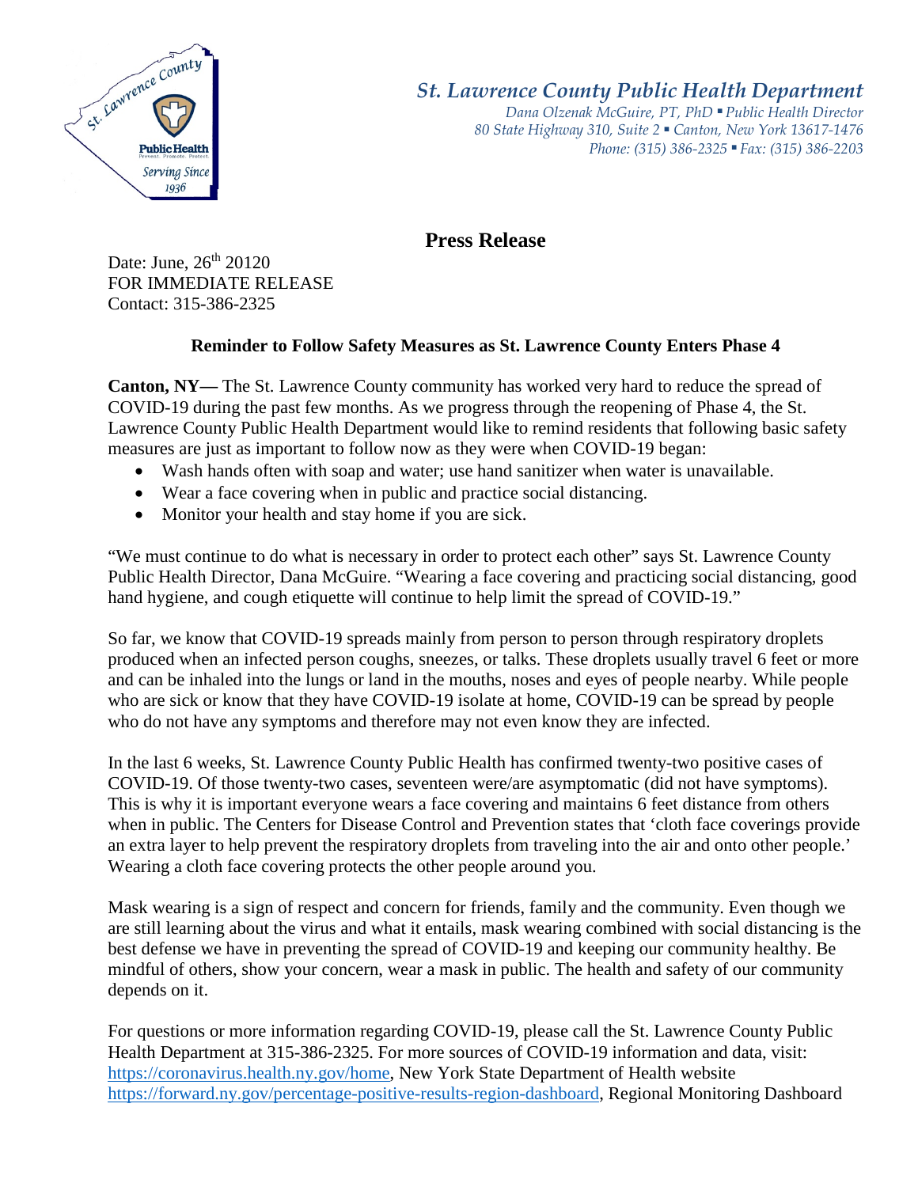*St. Lawrence County Public Health Department*

*Dana Olzenak McGuire, PT, PhD ▪ Public Health Director*
*80 State Highway 310, Suite 2 ▪ Canton, New York 13617-1476*
*Phone: (315) 386-2325 ▪ Fax: (315) 386-2203*

## Press Release

Date: June, 26th 20120
FOR IMMEDIATE RELEASE
Contact: 315-386-2325

### Reminder to Follow Safety Measures as St. Lawrence County Enters Phase 4

**Canton, NY—** The St. Lawrence County community has worked very hard to reduce the spread of COVID-19 during the past few months. As we progress through the reopening of Phase 4, the St. Lawrence County Public Health Department would like to remind residents that following basic safety measures are just as important to follow now as they were when COVID-19 began:

- Wash hands often with soap and water; use hand sanitizer when water is unavailable.
- Wear a face covering when in public and practice social distancing.
- Monitor your health and stay home if you are sick.

"We must continue to do what is necessary in order to protect each other" says St. Lawrence County Public Health Director, Dana McGuire. "Wearing a face covering and practicing social distancing, good hand hygiene, and cough etiquette will continue to help limit the spread of COVID-19."

So far, we know that COVID-19 spreads mainly from person to person through respiratory droplets produced when an infected person coughs, sneezes, or talks. These droplets usually travel 6 feet or more and can be inhaled into the lungs or land in the mouths, noses and eyes of people nearby. While people who are sick or know that they have COVID-19 isolate at home, COVID-19 can be spread by people who do not have any symptoms and therefore may not even know they are infected.

In the last 6 weeks, St. Lawrence County Public Health has confirmed twenty-two positive cases of COVID-19. Of those twenty-two cases, seventeen were/are asymptomatic (did not have symptoms). This is why it is important everyone wears a face covering and maintains 6 feet distance from others when in public. The Centers for Disease Control and Prevention states that 'cloth face coverings provide an extra layer to help prevent the respiratory droplets from traveling into the air and onto other people.' Wearing a cloth face covering protects the other people around you.

Mask wearing is a sign of respect and concern for friends, family and the community. Even though we are still learning about the virus and what it entails, mask wearing combined with social distancing is the best defense we have in preventing the spread of COVID-19 and keeping our community healthy. Be mindful of others, show your concern, wear a mask in public. The health and safety of our community depends on it.

For questions or more information regarding COVID-19, please call the St. Lawrence County Public Health Department at 315-386-2325. For more sources of COVID-19 information and data, visit: https://coronavirus.health.ny.gov/home, New York State Department of Health website https://forward.ny.gov/percentage-positive-results-region-dashboard, Regional Monitoring Dashboard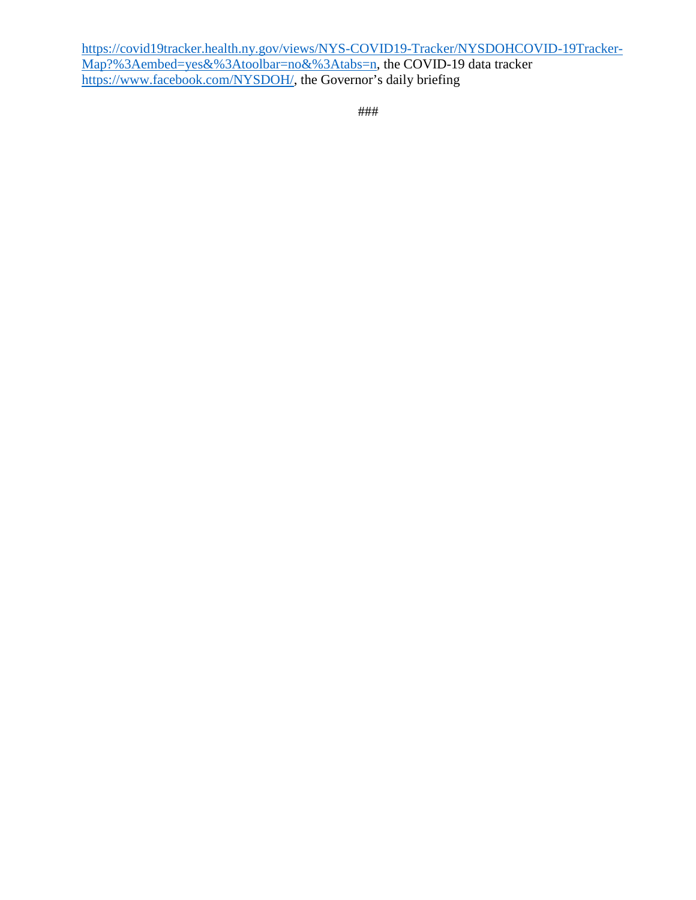https://covid19tracker.health.ny.gov/views/NYS-COVID19-Tracker/NYSDOHCOVID-19Tracker-Map?%3Aembed=yes&%3Atoolbar=no&%3Atabs=n, the COVID-19 data tracker
https://www.facebook.com/NYSDOH/, the Governor's daily briefing

###